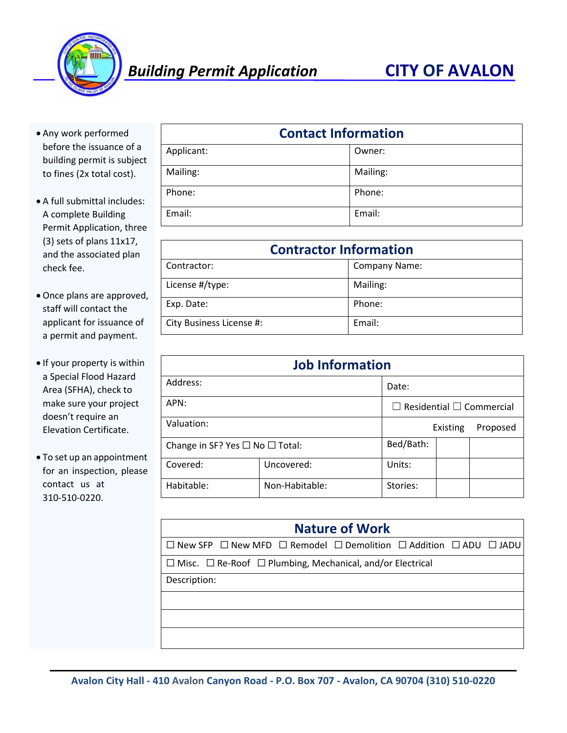# Building Permit Application — CITY OF AVALON

- Any work performed before the issuance of a building permit is subject to fines (2x total cost).
- A full submittal includes: A complete Building Permit Application, three (3) sets of plans 11x17, and the associated plan check fee.
- Once plans are approved, staff will contact the applicant for issuance of a permit and payment.
- If your property is within a Special Flood Hazard Area (SFHA), check to make sure your project doesn't require an Elevation Certificate.
- To set up an appointment for an inspection, please contact us at 310-510-0220.

## Contact Information

| Applicant: | Owner: |
|---|---|
| Mailing: | Mailing: |
| Phone: | Phone: |
| Email: | Email: |

## Contractor Information

| Contractor: | Company Name: |
|---|---|
| License #/type: | Mailing: |
| Exp. Date: | Phone: |
| City Business License #: | Email: |

## Job Information

| Address: | | Date: | | |
|---|---|---|---|---|
| APN: | | ☐ Residential ☐ Commercial | | |
| Valuation: | | | Existing | Proposed |
| Change in SF? Yes ☐ No ☐ Total: | | Bed/Bath: | | |
| Covered: | Uncovered: | Units: | | |
| Habitable: | Non-Habitable: | Stories: | | |

## Nature of Work

| ☐ New SFP ☐ New MFD ☐ Remodel ☐ Demolition ☐ Addition ☐ ADU ☐ JADU |
|---|
| ☐ Misc. ☐ Re-Roof ☐ Plumbing, Mechanical, and/or Electrical |
| Description: |
| |
| |
| |

Avalon City Hall - 410 Avalon Canyon Road - P.O. Box 707 - Avalon, CA 90704 (310) 510-0220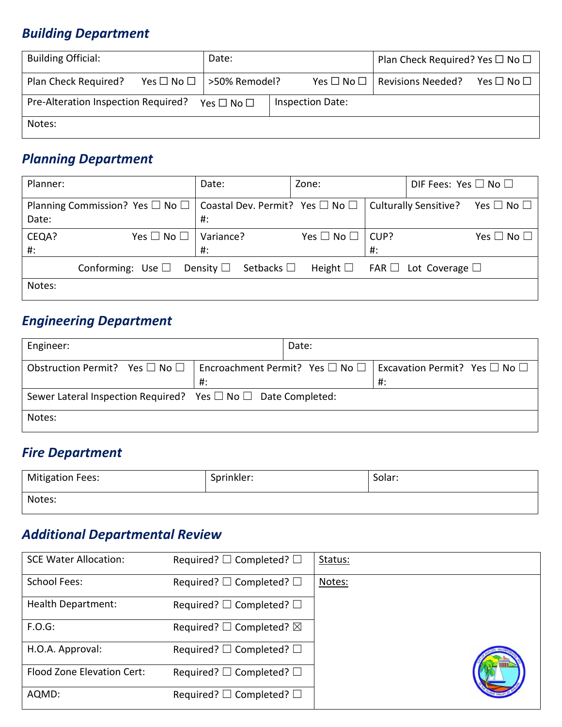## *Building Department*

| | | |
|---|---|---|
| Building Official: | Date: | Plan Check Required? Yes ☐ No ☐ |
| Plan Check Required? Yes ☐ No ☐ | >50% Remodel? Yes ☐ No ☐ | Revisions Needed? Yes ☐ No ☐ |
| Pre-Alteration Inspection Required? Yes ☐ No ☐ | Inspection Date: | |
| Notes: | | |

## *Planning Department*

| | | | |
|---|---|---|---|
| Planner: | Date: | Zone: | DIF Fees: Yes ☐ No ☐ |
| Planning Commission? Yes ☐ No ☐ Date: | Coastal Dev. Permit? Yes ☐ No ☐ #: | Culturally Sensitive? Yes ☐ No ☐ | |
| CEQA? Yes ☐ No ☐ #: | Variance? Yes ☐ No ☐ #: | CUP? Yes ☐ No ☐ #: | |
| Conforming: Use ☐ Density ☐ Setbacks ☐ Height ☐ FAR ☐ Lot Coverage ☐ | | | |
| Notes: | | | |

## *Engineering Department*

| | | |
|---|---|---|
| Engineer: | Date: | |
| Obstruction Permit? Yes ☐ No ☐ | Encroachment Permit? Yes ☐ No ☐ #: | Excavation Permit? Yes ☐ No ☐ #: |
| Sewer Lateral Inspection Required? Yes ☐ No ☐ Date Completed: | | |
| Notes: | | |

## *Fire Department*

| | | |
|---|---|---|
| Mitigation Fees: | Sprinkler: | Solar: |
| Notes: | | |

## *Additional Departmental Review*

| | | |
|---|---|---|
| SCE Water Allocation: | Required? ☐ Completed? ☐ | Status: |
| School Fees: | Required? ☐ Completed? ☐ | Notes: |
| Health Department: | Required? ☐ Completed? ☐ | |
| F.O.G: | Required? ☐ Completed? ☒ | |
| H.O.A. Approval: | Required? ☐ Completed? ☐ | |
| Flood Zone Elevation Cert: | Required? ☐ Completed? ☐ | |
| AQMD: | Required? ☐ Completed? ☐ | |